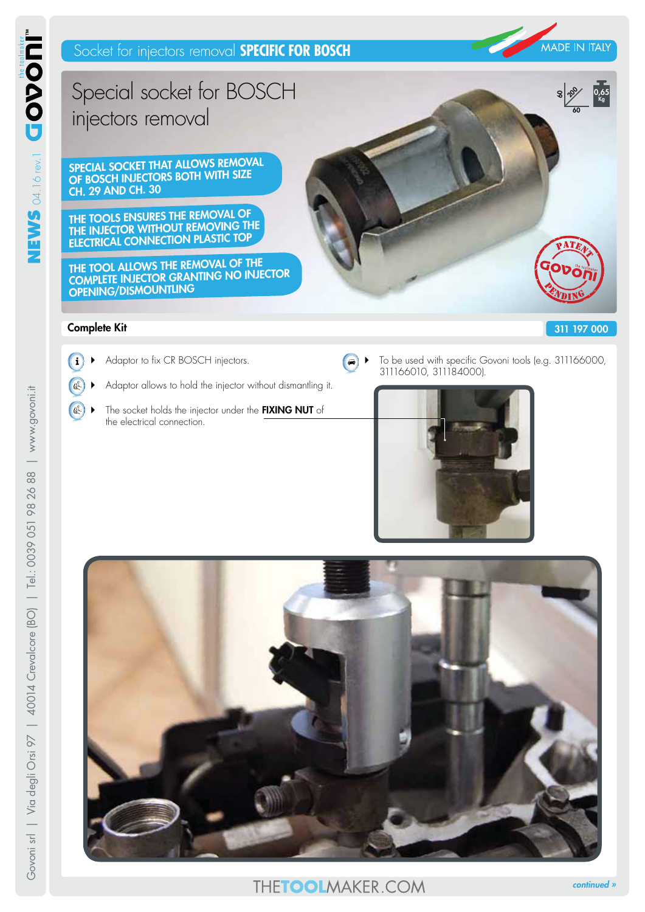# Socket for injectors removal **SPECIFIC FOR BOSCH**

MADE IN ITALY

## Special socket for BOSCH injectors removal

**SPECIAL SOCKET THAT ALLOWS REMOVAL OF BOSCH INJECTORS BOTH WITH SIZE CH. 29 AND CH. 30**

**THE TOOLS ENSURES THE REMOVAL OF THE INJECTOR WITHOUT REMOVING THE ELECTRICAL CONNECTION PLASTIC TOP**

**THE TOOL ALLOWS THE REMOVAL OF THE COMPLETE INJECTOR GRANTING NO INJECTOR OPENING/DISMOUNTLING**

PATENT PENDING

0,65 Kg

60 | 200 | 60

**Complete Kit** — **311 197 000**

- Adaptor to fix CR BOSCH injectors.
- Adaptor allows to hold the injector without dismantling it.
- The socket holds the injector under the **FIXING NUT** of the electrical connection.
- To be used with specific Govoni tools (e.g. 311166000, 311166010, 311184000).

THETOOLMAKER.COM

*continued »*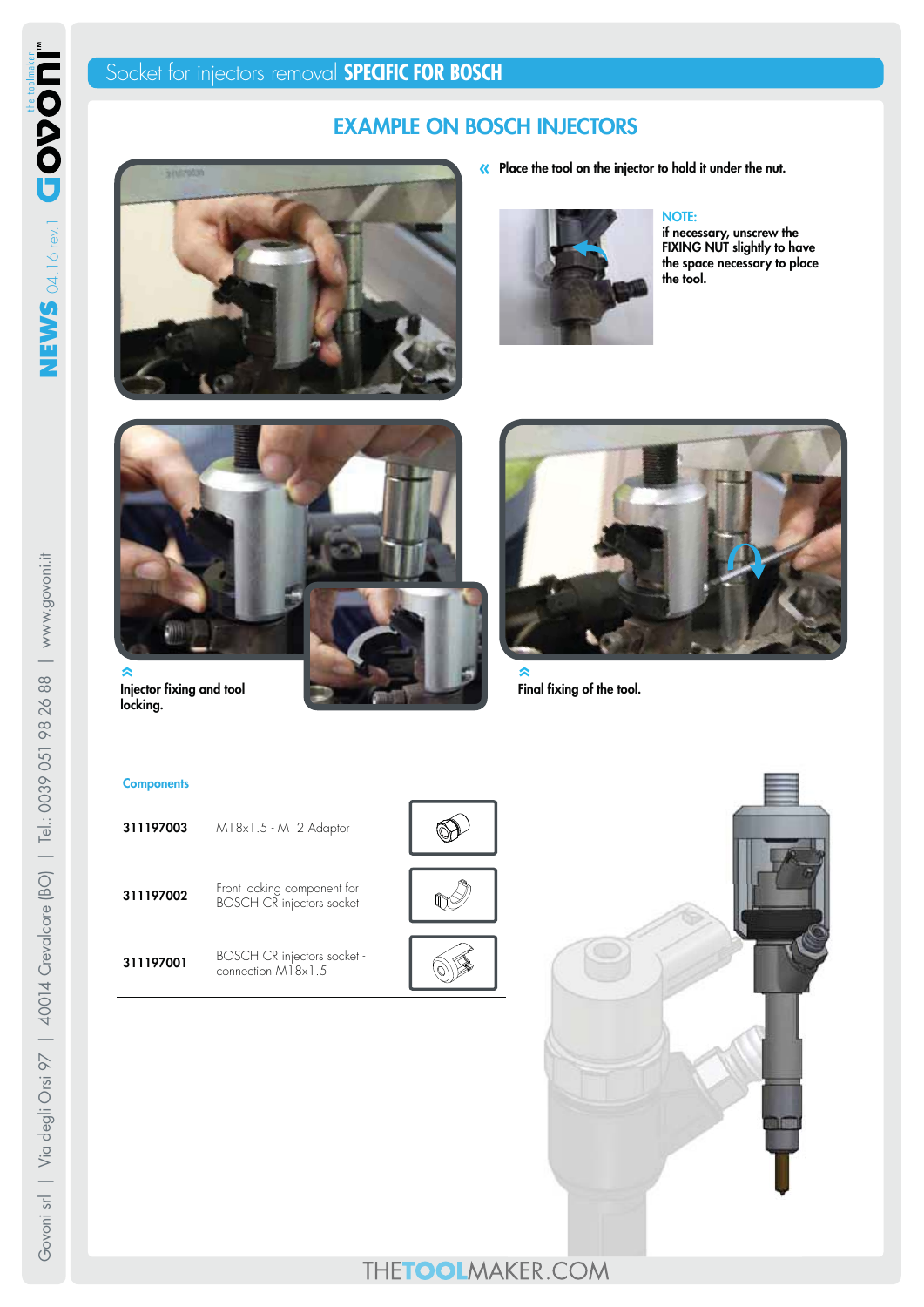## Socket for injectors removal **SPECIFIC FOR BOSCH**

# EXAMPLE ON BOSCH INJECTORS

« Place the tool on the injector to hold it under the nut.

**NOTE:**
if necessary, unscrew the FIXING NUT slightly to have the space necessary to place the tool.

Injector fixing and tool locking.

Final fixing of the tool.

**Components**

| | | |
|---|---|---|
| **311197003** | M18x1.5 - M12 Adaptor | |
| **311197002** | Front locking component for BOSCH CR injectors socket | |
| **311197001** | BOSCH CR injectors socket - connection M18x1.5 | |